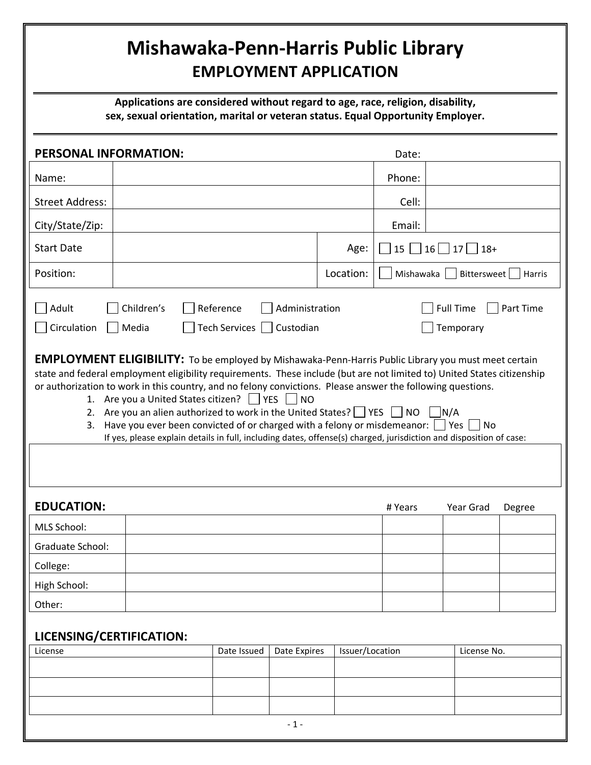# Mishawaka-Penn-Harris Public Library

## EMPLOYMENT APPLICATION

**Applications are considered without regard to age, race, religion, disability, sex, sexual orientation, marital or veteran status. Equal Opportunity Employer.**

### PERSONAL INFORMATION:

Date:

| Name: | | | Phone: | |
|---|---|---|---|---|
| Street Address: | | | Cell: | |
| City/State/Zip: | | | Email: | |
| Start Date | | Age: | ☐ 15 ☐ 16 ☐ 17 ☐ 18+ | |
| Position: | | Location: | ☐ Mishawaka ☐ Bittersweet ☐ Harris | |

☐ Adult ☐ Children's ☐ Reference ☐ Administration ☐ Full Time ☐ Part Time

☐ Circulation ☐ Media ☐ Tech Services ☐ Custodian ☐ Temporary

**EMPLOYMENT ELIGIBILITY:** To be employed by Mishawaka-Penn-Harris Public Library you must meet certain state and federal employment eligibility requirements. These include (but are not limited to) United States citizenship or authorization to work in this country, and no felony convictions. Please answer the following questions.

1. Are you a United States citizen? ☐ YES ☐ NO
2. Are you an alien authorized to work in the United States? ☐ YES ☐ NO ☐ N/A
3. Have you ever been convicted of or charged with a felony or misdemeanor: ☐ Yes ☐ No

   If yes, please explain details in full, including dates, offense(s) charged, jurisdiction and disposition of case:

### EDUCATION:

| | | # Years | Year Grad | Degree |
|---|---|---|---|---|
| MLS School: | | | | |
| Graduate School: | | | | |
| College: | | | | |
| High School: | | | | |
| Other: | | | | |

### LICENSING/CERTIFICATION:

| License | Date Issued | Date Expires | Issuer/Location | License No. |
|---|---|---|---|---|
| | | | | |
| | | | | |
| | | | | |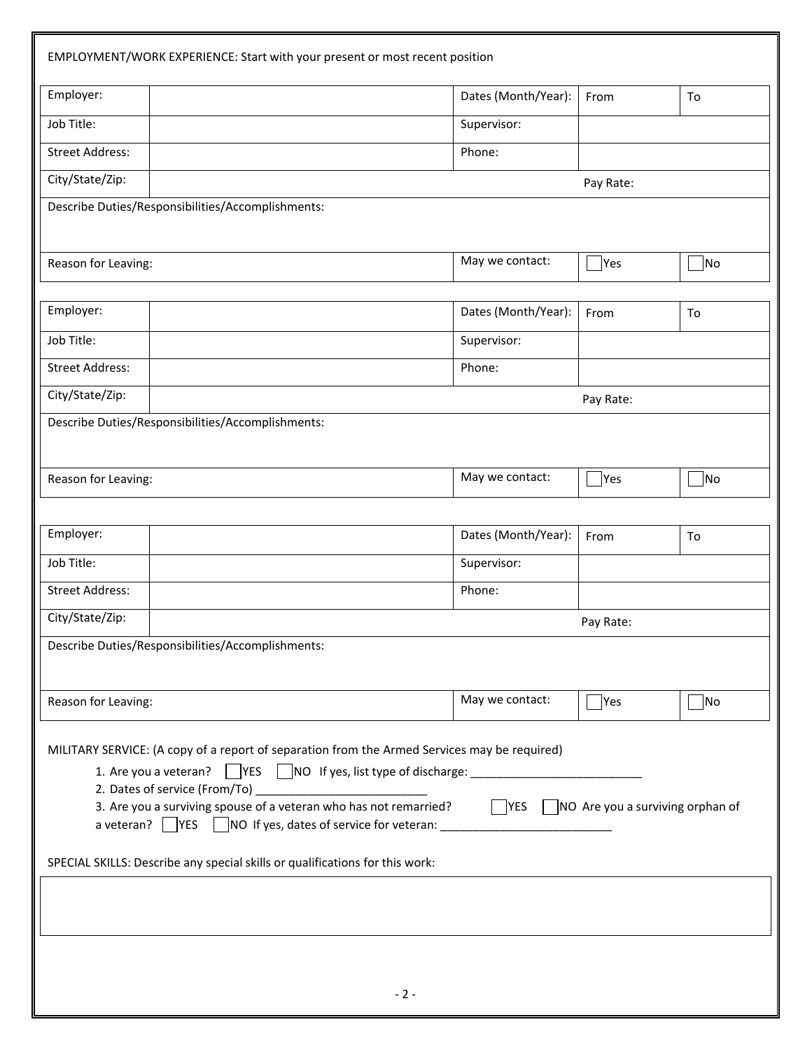EMPLOYMENT/WORK EXPERIENCE: Start with your present or most recent position

| Employer: | | Dates (Month/Year): | From | To |
|---|---|---|---|---|
| Job Title: | | Supervisor: | | |
| Street Address: | | Phone: | | |
| City/State/Zip: | | | Pay Rate: | |
| Describe Duties/Responsibilities/Accomplishments: | | | | |
| Reason for Leaving: | | May we contact: | ☐ Yes | ☐ No |

| Employer: | | Dates (Month/Year): | From | To |
|---|---|---|---|---|
| Job Title: | | Supervisor: | | |
| Street Address: | | Phone: | | |
| City/State/Zip: | | | Pay Rate: | |
| Describe Duties/Responsibilities/Accomplishments: | | | | |
| Reason for Leaving: | | May we contact: | ☐ Yes | ☐ No |

| Employer: | | Dates (Month/Year): | From | To |
|---|---|---|---|---|
| Job Title: | | Supervisor: | | |
| Street Address: | | Phone: | | |
| City/State/Zip: | | | Pay Rate: | |
| Describe Duties/Responsibilities/Accomplishments: | | | | |
| Reason for Leaving: | | May we contact: | ☐ Yes | ☐ No |

MILITARY SERVICE: (A copy of a report of separation from the Armed Services may be required)

1. Are you a veteran? ☐ YES ☐ NO If yes, list type of discharge: ___________________________
2. Dates of service (From/To) ___________________________
3. Are you a surviving spouse of a veteran who has not remarried? ☐ YES ☐ NO Are you a surviving orphan of a veteran? ☐ YES ☐ NO If yes, dates of service for veteran: ___________________________

SPECIAL SKILLS: Describe any special skills or qualifications for this work:

| |
|---|
| |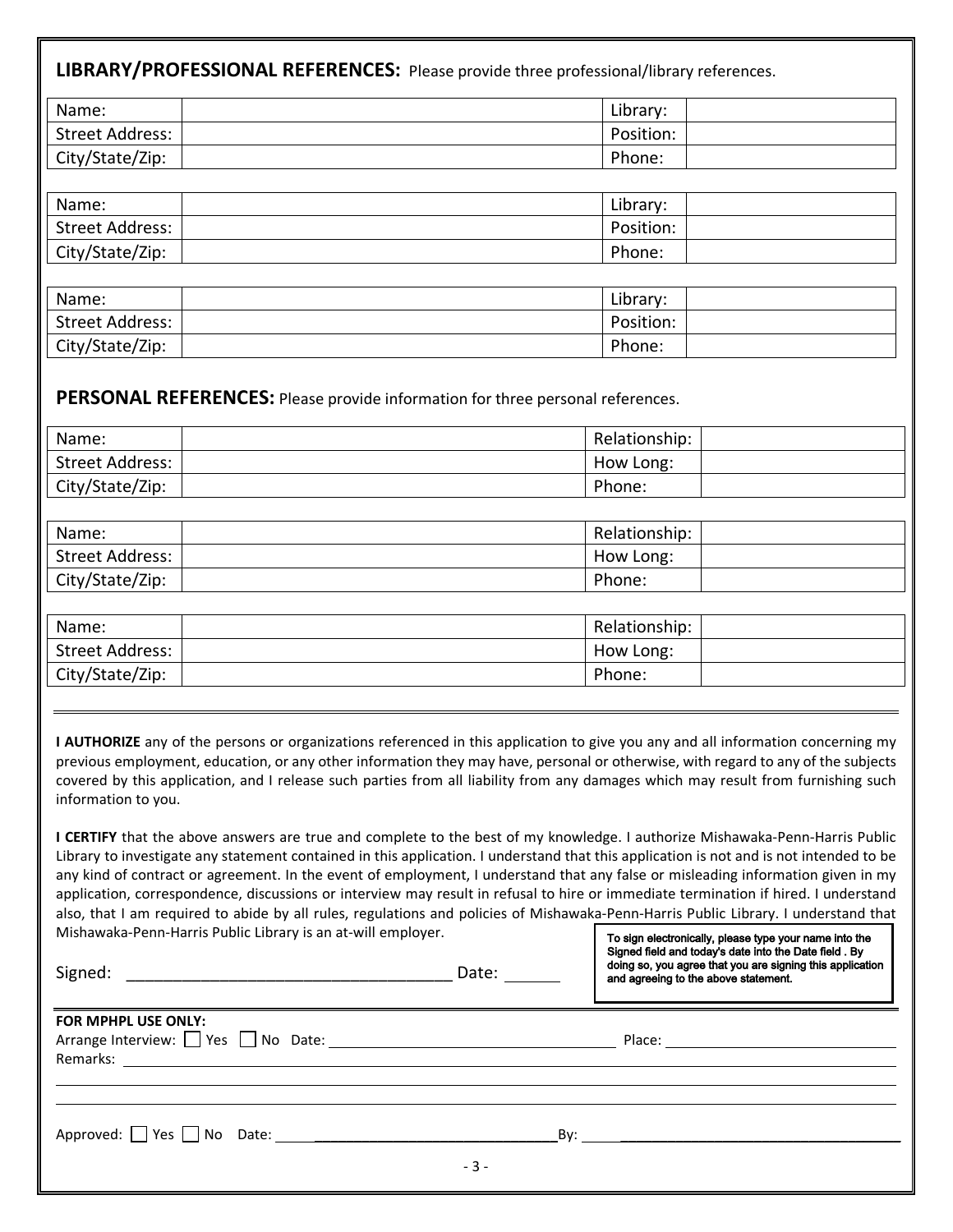## LIBRARY/PROFESSIONAL REFERENCES: Please provide three professional/library references.

| | | | |
|---|---|---|---|
| Name: | | Library: | |
| Street Address: | | Position: | |
| City/State/Zip: | | Phone: | |

| | | | |
|---|---|---|---|
| Name: | | Library: | |
| Street Address: | | Position: | |
| City/State/Zip: | | Phone: | |

| | | | |
|---|---|---|---|
| Name: | | Library: | |
| Street Address: | | Position: | |
| City/State/Zip: | | Phone: | |

## PERSONAL REFERENCES: Please provide information for three personal references.

| | | | |
|---|---|---|---|
| Name: | | Relationship: | |
| Street Address: | | How Long: | |
| City/State/Zip: | | Phone: | |

| | | | |
|---|---|---|---|
| Name: | | Relationship: | |
| Street Address: | | How Long: | |
| City/State/Zip: | | Phone: | |

| | | | |
|---|---|---|---|
| Name: | | Relationship: | |
| Street Address: | | How Long: | |
| City/State/Zip: | | Phone: | |

---

**I AUTHORIZE** any of the persons or organizations referenced in this application to give you any and all information concerning my previous employment, education, or any other information they may have, personal or otherwise, with regard to any of the subjects covered by this application, and I release such parties from all liability from any damages which may result from furnishing such information to you.

**I CERTIFY** that the above answers are true and complete to the best of my knowledge. I authorize Mishawaka-Penn-Harris Public Library to investigate any statement contained in this application. I understand that this application is not and is not intended to be any kind of contract or agreement. In the event of employment, I understand that any false or misleading information given in my application, correspondence, discussions or interview may result in refusal to hire or immediate termination if hired. I understand also, that I am required to abide by all rules, regulations and policies of Mishawaka-Penn-Harris Public Library. I understand that Mishawaka-Penn-Harris Public Library is an at-will employer.

Signed: ___________________________________ Date: ______

**To sign electronically, please type your name into the Signed field and today's date into the Date field . By doing so, you agree that you are signing this application and agreeing to the above statement.**

---

**FOR MPHPL USE ONLY:**

Arrange Interview: ☐ Yes ☐ No Date: ____________________ Place: ____________________

Remarks: ____________________________________________

Approved: ☐ Yes ☐ No Date: ____________________ By: ____________________